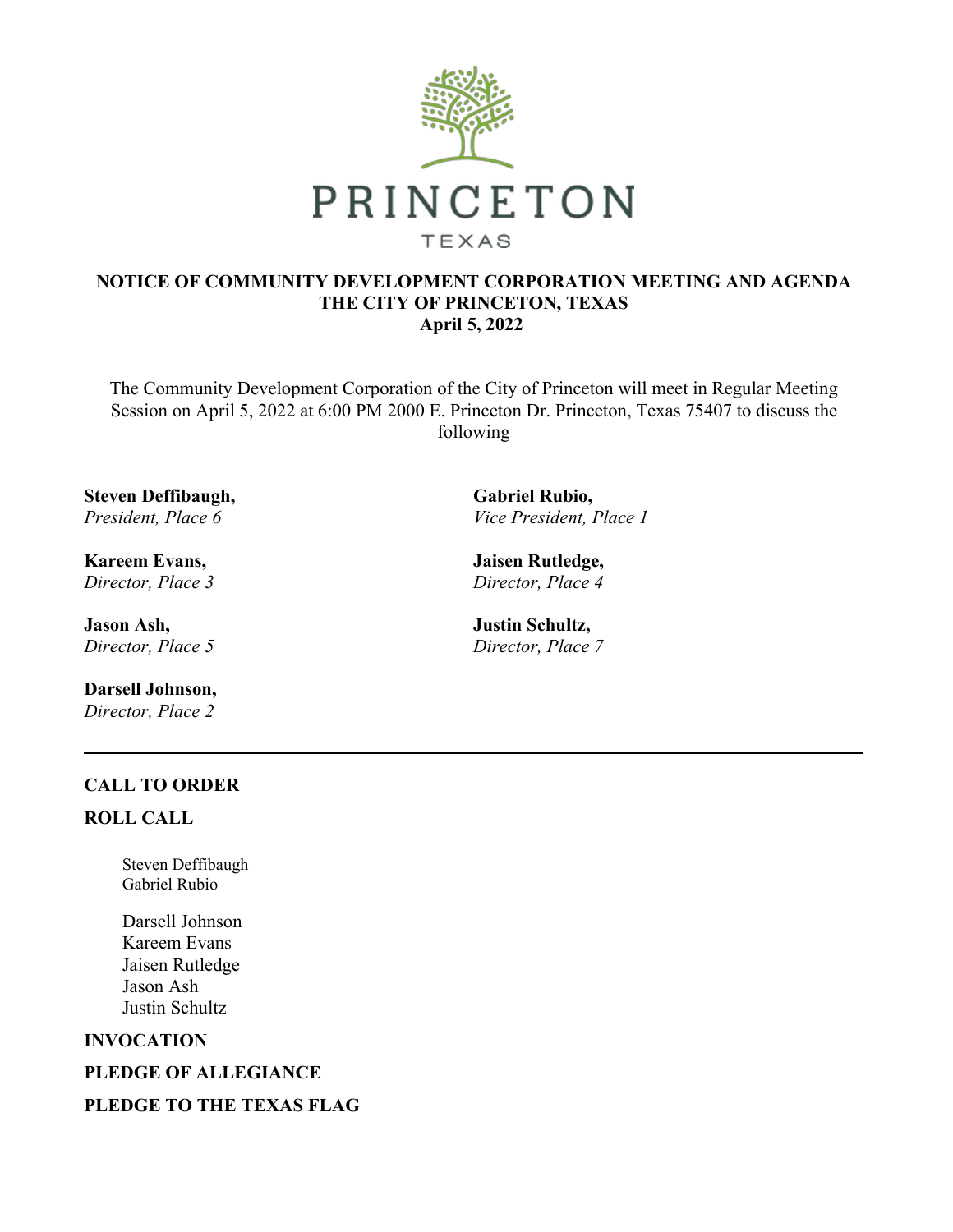PRINCETON

TEXAS

**NOTICE OF COMMUNITY DEVELOPMENT CORPORATION MEETING AND AGENDA**
**THE CITY OF PRINCETON, TEXAS**
**April 5, 2022**

The Community Development Corporation of the City of Princeton will meet in Regular Meeting Session on April 5, 2022 at 6:00 PM 2000 E. Princeton Dr. Princeton, Texas 75407 to discuss the following

**Steven Deffibaugh,**
*President, Place 6*

**Gabriel Rubio,**
*Vice President, Place 1*

**Kareem Evans,**
*Director, Place 3*

**Jaisen Rutledge,**
*Director, Place 4*

**Jason Ash,**
*Director, Place 5*

**Justin Schultz,**
*Director, Place 7*

**Darsell Johnson,**
*Director, Place 2*

---

**CALL TO ORDER**

**ROLL CALL**

Steven Deffibaugh
Gabriel Rubio

Darsell Johnson
Kareem Evans
Jaisen Rutledge
Jason Ash
Justin Schultz

**INVOCATION**

**PLEDGE OF ALLEGIANCE**

**PLEDGE TO THE TEXAS FLAG**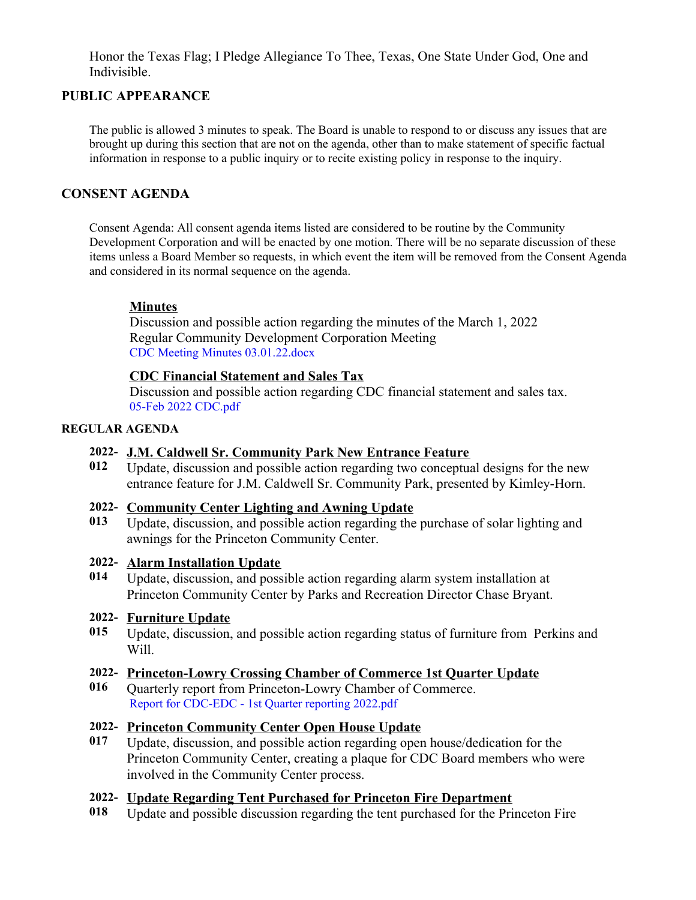Honor the Texas Flag; I Pledge Allegiance To Thee, Texas, One State Under God, One and Indivisible.

## PUBLIC APPEARANCE

The public is allowed 3 minutes to speak. The Board is unable to respond to or discuss any issues that are brought up during this section that are not on the agenda, other than to make statement of specific factual information in response to a public inquiry or to recite existing policy in response to the inquiry.

## CONSENT AGENDA

Consent Agenda: All consent agenda items listed are considered to be routine by the Community Development Corporation and will be enacted by one motion. There will be no separate discussion of these items unless a Board Member so requests, in which event the item will be removed from the Consent Agenda and considered in its normal sequence on the agenda.

**Minutes**
Discussion and possible action regarding the minutes of the March 1, 2022 Regular Community Development Corporation Meeting
CDC Meeting Minutes 03.01.22.docx

**CDC Financial Statement and Sales Tax**
Discussion and possible action regarding CDC financial statement and sales tax.
05-Feb 2022 CDC.pdf

## REGULAR AGENDA

**2022-012** **J.M. Caldwell Sr. Community Park New Entrance Feature**
Update, discussion and possible action regarding two conceptual designs for the new entrance feature for J.M. Caldwell Sr. Community Park, presented by Kimley-Horn.

**2022-013** **Community Center Lighting and Awning Update**
Update, discussion, and possible action regarding the purchase of solar lighting and awnings for the Princeton Community Center.

**2022-014** **Alarm Installation Update**
Update, discussion, and possible action regarding alarm system installation at Princeton Community Center by Parks and Recreation Director Chase Bryant.

**2022-015** **Furniture Update**
Update, discussion, and possible action regarding status of furniture from Perkins and Will.

**2022-016** **Princeton-Lowry Crossing Chamber of Commerce 1st Quarter Update**
Quarterly report from Princeton-Lowry Chamber of Commerce.
Report for CDC-EDC - 1st Quarter reporting 2022.pdf

**2022-017** **Princeton Community Center Open House Update**
Update, discussion, and possible action regarding open house/dedication for the Princeton Community Center, creating a plaque for CDC Board members who were involved in the Community Center process.

**2022-018** **Update Regarding Tent Purchased for Princeton Fire Department**
Update and possible discussion regarding the tent purchased for the Princeton Fire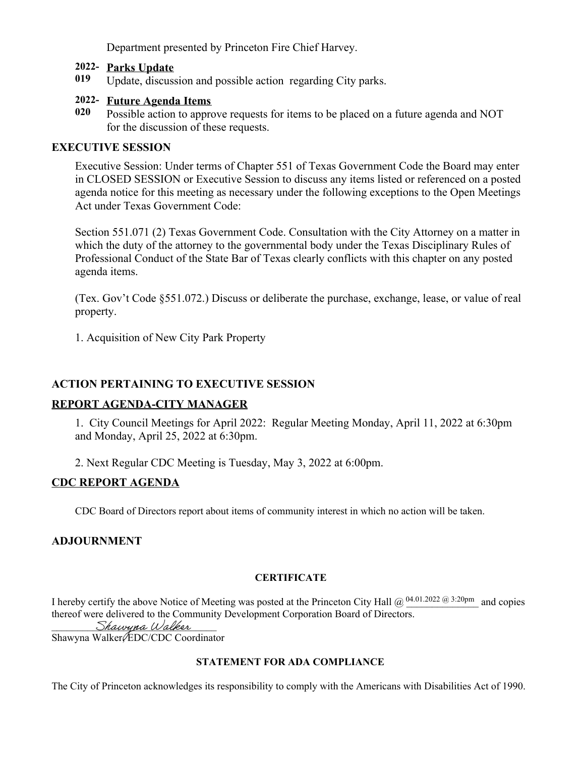Department presented by Princeton Fire Chief Harvey.

**2022-019** **Parks Update**
Update, discussion and possible action regarding City parks.

**2022-020** **Future Agenda Items**
Possible action to approve requests for items to be placed on a future agenda and NOT for the discussion of these requests.

## EXECUTIVE SESSION

Executive Session: Under terms of Chapter 551 of Texas Government Code the Board may enter in CLOSED SESSION or Executive Session to discuss any items listed or referenced on a posted agenda notice for this meeting as necessary under the following exceptions to the Open Meetings Act under Texas Government Code:

Section 551.071 (2) Texas Government Code. Consultation with the City Attorney on a matter in which the duty of the attorney to the governmental body under the Texas Disciplinary Rules of Professional Conduct of the State Bar of Texas clearly conflicts with this chapter on any posted agenda items.

(Tex. Gov't Code §551.072.) Discuss or deliberate the purchase, exchange, lease, or value of real property.

1. Acquisition of New City Park Property

## ACTION PERTAINING TO EXECUTIVE SESSION

## REPORT AGENDA-CITY MANAGER

1. City Council Meetings for April 2022: Regular Meeting Monday, April 11, 2022 at 6:30pm and Monday, April 25, 2022 at 6:30pm.

2. Next Regular CDC Meeting is Tuesday, May 3, 2022 at 6:00pm.

## CDC REPORT AGENDA

CDC Board of Directors report about items of community interest in which no action will be taken.

## ADJOURNMENT

### CERTIFICATE

I hereby certify the above Notice of Meeting was posted at the Princeton City Hall @ 04.01.2022 @ 3:20pm and copies thereof were delivered to the Community Development Corporation Board of Directors.

*Shawyna Walker*
Shawyna Walker/EDC/CDC Coordinator

### STATEMENT FOR ADA COMPLIANCE

The City of Princeton acknowledges its responsibility to comply with the Americans with Disabilities Act of 1990.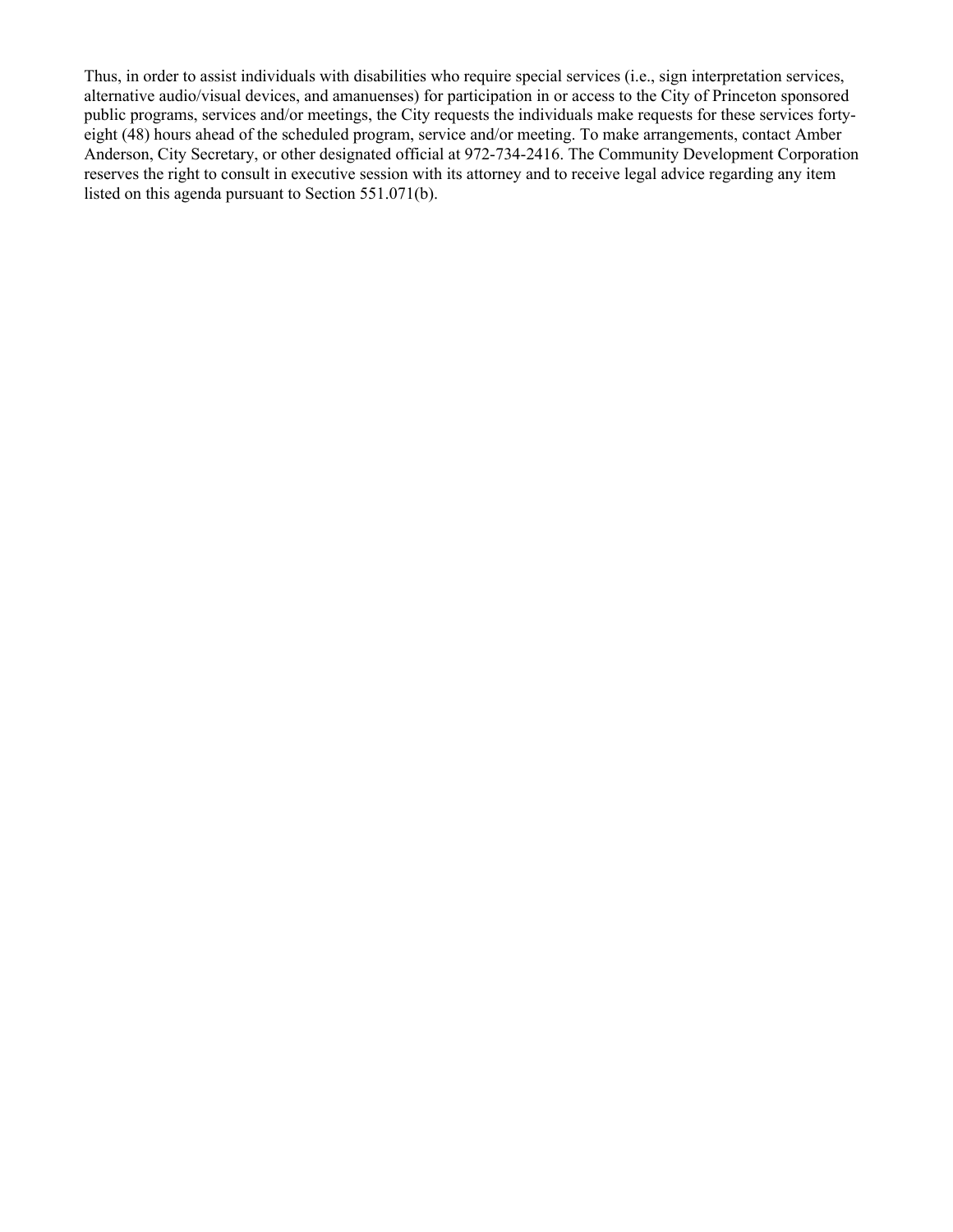Thus, in order to assist individuals with disabilities who require special services (i.e., sign interpretation services, alternative audio/visual devices, and amanuenses) for participation in or access to the City of Princeton sponsored public programs, services and/or meetings, the City requests the individuals make requests for these services forty-eight (48) hours ahead of the scheduled program, service and/or meeting. To make arrangements, contact Amber Anderson, City Secretary, or other designated official at 972-734-2416. The Community Development Corporation reserves the right to consult in executive session with its attorney and to receive legal advice regarding any item listed on this agenda pursuant to Section 551.071(b).